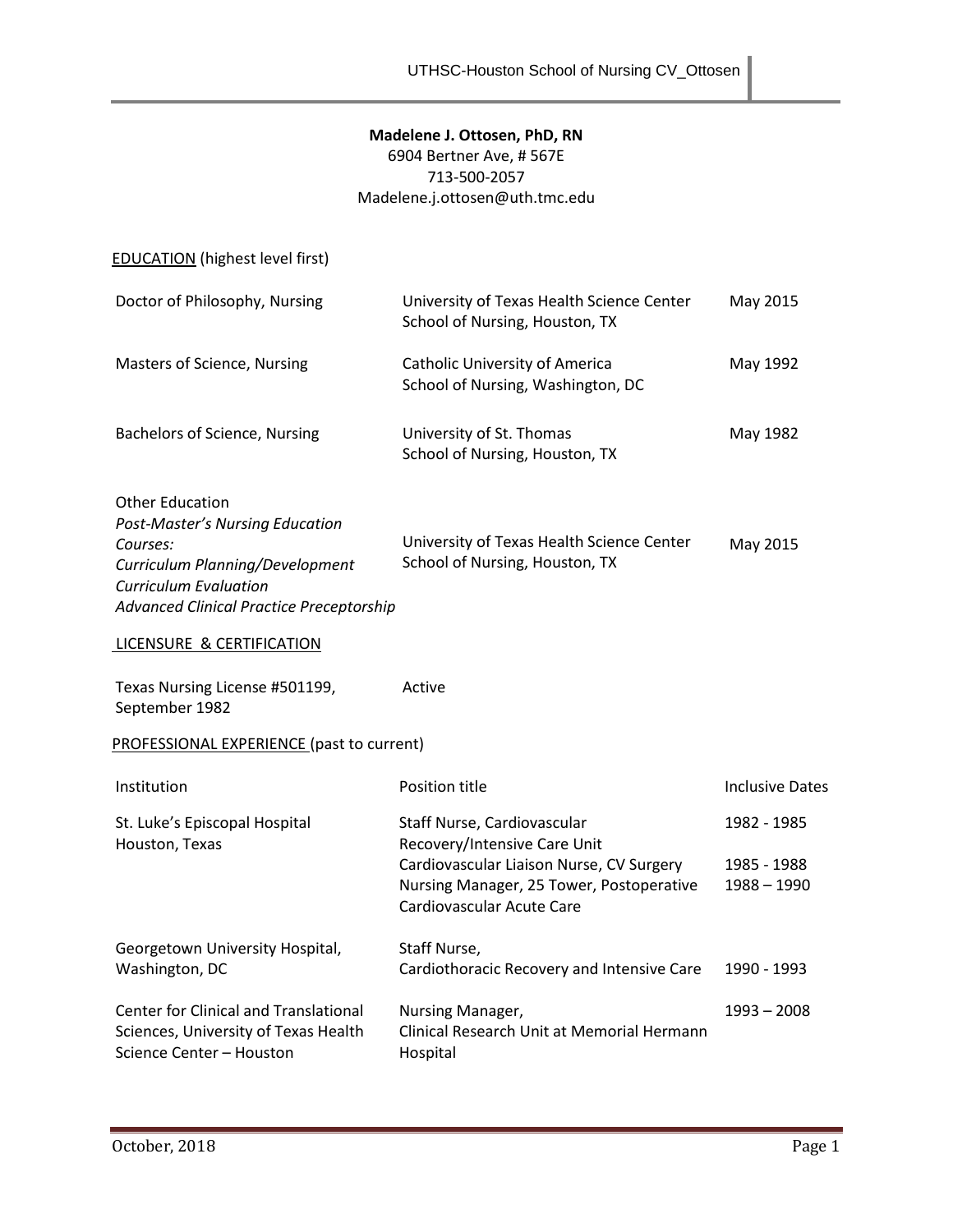**Madelene J. Ottosen, PhD, RN**
6904 Bertner Ave, # 567E
713-500-2057
Madelene.j.ottosen@uth.tmc.edu

## EDUCATION (highest level first)

| | | |
|---|---|---|
| Doctor of Philosophy, Nursing | University of Texas Health Science Center School of Nursing, Houston, TX | May 2015 |
| Masters of Science, Nursing | Catholic University of America School of Nursing, Washington, DC | May 1992 |
| Bachelors of Science, Nursing | University of St. Thomas School of Nursing, Houston, TX | May 1982 |
| Other Education<br>*Post-Master's Nursing Education Courses:*<br>*Curriculum Planning/Development*<br>*Curriculum Evaluation*<br>*Advanced Clinical Practice Preceptorship* | University of Texas Health Science Center School of Nursing, Houston, TX | May 2015 |

## LICENSURE & CERTIFICATION

| | |
|---|---|
| Texas Nursing License #501199, September 1982 | Active |

## PROFESSIONAL EXPERIENCE (past to current)

| Institution | Position title | Inclusive Dates |
|---|---|---|
| St. Luke's Episcopal Hospital<br>Houston, Texas | Staff Nurse, Cardiovascular Recovery/Intensive Care Unit | 1982 - 1985 |
| | Cardiovascular Liaison Nurse, CV Surgery | 1985 - 1988 |
| | Nursing Manager, 25 Tower, Postoperative Cardiovascular Acute Care | 1988 – 1990 |
| Georgetown University Hospital,<br>Washington, DC | Staff Nurse,<br>Cardiothoracic Recovery and Intensive Care | 1990 - 1993 |
| Center for Clinical and Translational Sciences, University of Texas Health Science Center – Houston | Nursing Manager,<br>Clinical Research Unit at Memorial Hermann Hospital | 1993 – 2008 |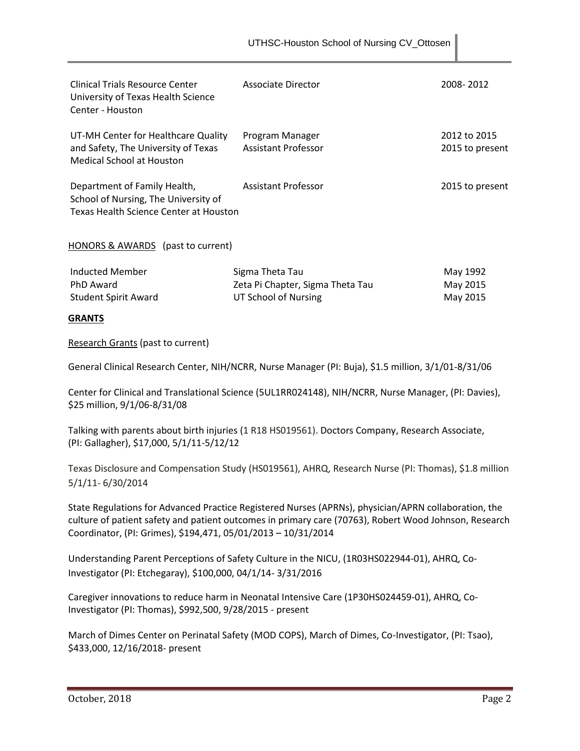| | | |
|---|---|---|
| Clinical Trials Resource Center University of Texas Health Science Center - Houston | Associate Director | 2008- 2012 |
| UT-MH Center for Healthcare Quality and Safety, The University of Texas Medical School at Houston | Program Manager<br>Assistant Professor | 2012 to 2015<br>2015 to present |
| Department of Family Health, School of Nursing, The University of Texas Health Science Center at Houston | Assistant Professor | 2015 to present |

HONORS & AWARDS (past to current)

| | | |
|---|---|---|
| Inducted Member | Sigma Theta Tau | May 1992 |
| PhD Award | Zeta Pi Chapter, Sigma Theta Tau | May 2015 |
| Student Spirit Award | UT School of Nursing | May 2015 |

**GRANTS**

Research Grants (past to current)

General Clinical Research Center, NIH/NCRR, Nurse Manager (PI: Buja), $1.5 million, 3/1/01-8/31/06

Center for Clinical and Translational Science (5UL1RR024148), NIH/NCRR, Nurse Manager, (PI: Davies), $25 million, 9/1/06-8/31/08

Talking with parents about birth injuries (1 R18 HS019561). Doctors Company, Research Associate, (PI: Gallagher), $17,000, 5/1/11-5/12/12

Texas Disclosure and Compensation Study (HS019561), AHRQ, Research Nurse (PI: Thomas), $1.8 million 5/1/11- 6/30/2014

State Regulations for Advanced Practice Registered Nurses (APRNs), physician/APRN collaboration, the culture of patient safety and patient outcomes in primary care (70763), Robert Wood Johnson, Research Coordinator, (PI: Grimes), $194,471, 05/01/2013 – 10/31/2014

Understanding Parent Perceptions of Safety Culture in the NICU, (1R03HS022944-01), AHRQ, Co-Investigator (PI: Etchegaray), $100,000, 04/1/14- 3/31/2016

Caregiver innovations to reduce harm in Neonatal Intensive Care (1P30HS024459-01), AHRQ, Co-Investigator (PI: Thomas), $992,500, 9/28/2015 - present

March of Dimes Center on Perinatal Safety (MOD COPS), March of Dimes, Co-Investigator, (PI: Tsao), $433,000, 12/16/2018- present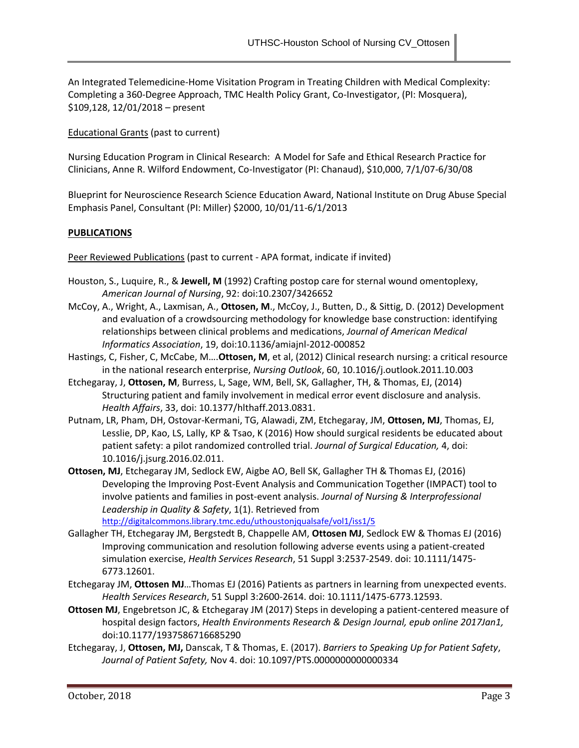An Integrated Telemedicine-Home Visitation Program in Treating Children with Medical Complexity: Completing a 360-Degree Approach, TMC Health Policy Grant, Co-Investigator, (PI: Mosquera), $109,128, 12/01/2018 – present

Educational Grants (past to current)

Nursing Education Program in Clinical Research: A Model for Safe and Ethical Research Practice for Clinicians, Anne R. Wilford Endowment, Co-Investigator (PI: Chanaud), $10,000, 7/1/07-6/30/08

Blueprint for Neuroscience Research Science Education Award, National Institute on Drug Abuse Special Emphasis Panel, Consultant (PI: Miller) $2000, 10/01/11-6/1/2013

## PUBLICATIONS

Peer Reviewed Publications (past to current - APA format, indicate if invited)

Houston, S., Luquire, R., & **Jewell, M** (1992) Crafting postop care for sternal wound omentoplexy, *American Journal of Nursing*, 92: doi:10.2307/3426652

McCoy, A., Wright, A., Laxmisan, A., **Ottosen, M**., McCoy, J., Butten, D., & Sittig, D. (2012) Development and evaluation of a crowdsourcing methodology for knowledge base construction: identifying relationships between clinical problems and medications, *Journal of American Medical Informatics Association*, 19, doi:10.1136/amiajnl-2012-000852

Hastings, C, Fisher, C, McCabe, M….**Ottosen, M**, et al, (2012) Clinical research nursing: a critical resource in the national research enterprise, *Nursing Outlook*, 60, 10.1016/j.outlook.2011.10.003

Etchegaray, J, **Ottosen, M**, Burress, L, Sage, WM, Bell, SK, Gallagher, TH, & Thomas, EJ, (2014) Structuring patient and family involvement in medical error event disclosure and analysis. *Health Affairs*, 33, doi: 10.1377/hlthaff.2013.0831.

Putnam, LR, Pham, DH, Ostovar-Kermani, TG, Alawadi, ZM, Etchegaray, JM, **Ottosen, MJ**, Thomas, EJ, Lesslie, DP, Kao, LS, Lally, KP & Tsao, K (2016) How should surgical residents be educated about patient safety: a pilot randomized controlled trial. *Journal of Surgical Education,* 4, doi: 10.1016/j.jsurg.2016.02.011.

**Ottosen, MJ**, Etchegaray JM, Sedlock EW, Aigbe AO, Bell SK, Gallagher TH & Thomas EJ, (2016) Developing the Improving Post-Event Analysis and Communication Together (IMPACT) tool to involve patients and families in post-event analysis. *Journal of Nursing & Interprofessional Leadership in Quality & Safety*, 1(1). Retrieved from http://digitalcommons.library.tmc.edu/uthoustonjqualsafe/vol1/iss1/5

Gallagher TH, Etchegaray JM, Bergstedt B, Chappelle AM, **Ottosen MJ**, Sedlock EW & Thomas EJ (2016) Improving communication and resolution following adverse events using a patient-created simulation exercise, *Health Services Research*, 51 Suppl 3:2537-2549. doi: 10.1111/1475-6773.12601.

Etchegaray JM, **Ottosen MJ**…Thomas EJ (2016) Patients as partners in learning from unexpected events. *Health Services Research*, 51 Suppl 3:2600-2614. doi: 10.1111/1475-6773.12593.

**Ottosen MJ**, Engebretson JC, & Etchegaray JM (2017) Steps in developing a patient-centered measure of hospital design factors, *Health Environments Research & Design Journal, epub online 2017Jan1,* doi:10.1177/1937586716685290

Etchegaray, J, **Ottosen, MJ,** Danscak, T & Thomas, E. (2017). *Barriers to Speaking Up for Patient Safety*, *Journal of Patient Safety,* Nov 4. doi: 10.1097/PTS.0000000000000334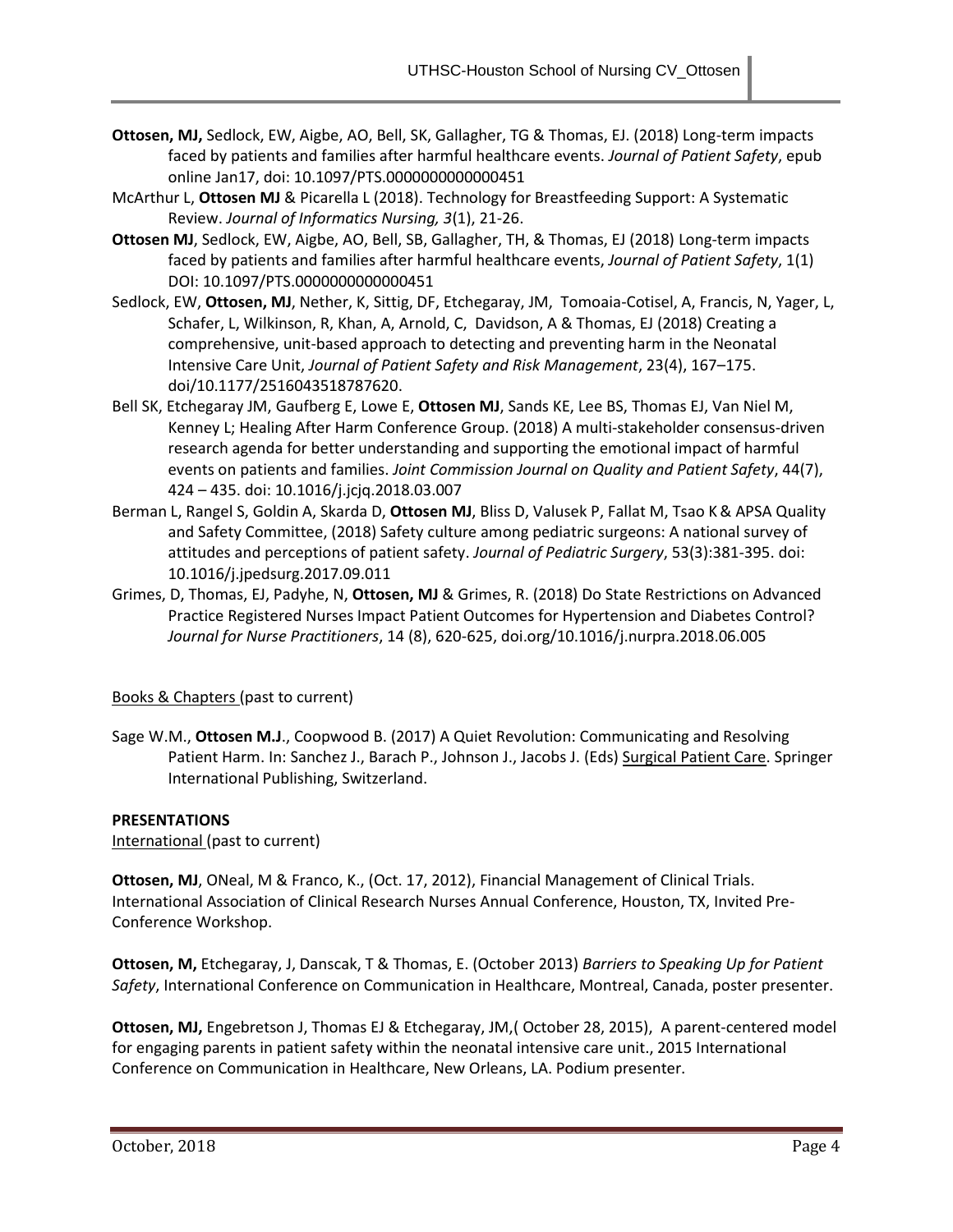**Ottosen, MJ,** Sedlock, EW, Aigbe, AO, Bell, SK, Gallagher, TG & Thomas, EJ. (2018) Long-term impacts faced by patients and families after harmful healthcare events. *Journal of Patient Safety*, epub online Jan17, doi: 10.1097/PTS.0000000000000451

McArthur L, **Ottosen MJ** & Picarella L (2018). Technology for Breastfeeding Support: A Systematic Review. *Journal of Informatics Nursing, 3*(1), 21-26.

**Ottosen MJ**, Sedlock, EW, Aigbe, AO, Bell, SB, Gallagher, TH, & Thomas, EJ (2018) Long-term impacts faced by patients and families after harmful healthcare events, *Journal of Patient Safety*, 1(1) DOI: 10.1097/PTS.0000000000000451

Sedlock, EW, **Ottosen, MJ**, Nether, K, Sittig, DF, Etchegaray, JM, Tomoaia-Cotisel, A, Francis, N, Yager, L, Schafer, L, Wilkinson, R, Khan, A, Arnold, C, Davidson, A & Thomas, EJ (2018) Creating a comprehensive, unit-based approach to detecting and preventing harm in the Neonatal Intensive Care Unit, *Journal of Patient Safety and Risk Management*, 23(4), 167–175. doi/10.1177/2516043518787620.

Bell SK, Etchegaray JM, Gaufberg E, Lowe E, **Ottosen MJ**, Sands KE, Lee BS, Thomas EJ, Van Niel M, Kenney L; Healing After Harm Conference Group. (2018) A multi-stakeholder consensus-driven research agenda for better understanding and supporting the emotional impact of harmful events on patients and families. *Joint Commission Journal on Quality and Patient Safety*, 44(7), 424 – 435. doi: 10.1016/j.jcjq.2018.03.007

Berman L, Rangel S, Goldin A, Skarda D, **Ottosen MJ**, Bliss D, Valusek P, Fallat M, Tsao K & APSA Quality and Safety Committee, (2018) Safety culture among pediatric surgeons: A national survey of attitudes and perceptions of patient safety. *Journal of Pediatric Surgery*, 53(3):381-395. doi: 10.1016/j.jpedsurg.2017.09.011

Grimes, D, Thomas, EJ, Padyhe, N, **Ottosen, MJ** & Grimes, R. (2018) Do State Restrictions on Advanced Practice Registered Nurses Impact Patient Outcomes for Hypertension and Diabetes Control? *Journal for Nurse Practitioners*, 14 (8), 620-625, doi.org/10.1016/j.nurpra.2018.06.005

Books & Chapters (past to current)

Sage W.M., **Ottosen M.J**., Coopwood B. (2017) A Quiet Revolution: Communicating and Resolving Patient Harm. In: Sanchez J., Barach P., Johnson J., Jacobs J. (Eds) Surgical Patient Care. Springer International Publishing, Switzerland.

**PRESENTATIONS**

International (past to current)

**Ottosen, MJ**, ONeal, M & Franco, K., (Oct. 17, 2012), Financial Management of Clinical Trials. International Association of Clinical Research Nurses Annual Conference, Houston, TX, Invited Pre-Conference Workshop.

**Ottosen, M,** Etchegaray, J, Danscak, T & Thomas, E. (October 2013) *Barriers to Speaking Up for Patient Safety*, International Conference on Communication in Healthcare, Montreal, Canada, poster presenter.

**Ottosen, MJ,** Engebretson J, Thomas EJ & Etchegaray, JM,( October 28, 2015), A parent-centered model for engaging parents in patient safety within the neonatal intensive care unit., 2015 International Conference on Communication in Healthcare, New Orleans, LA. Podium presenter.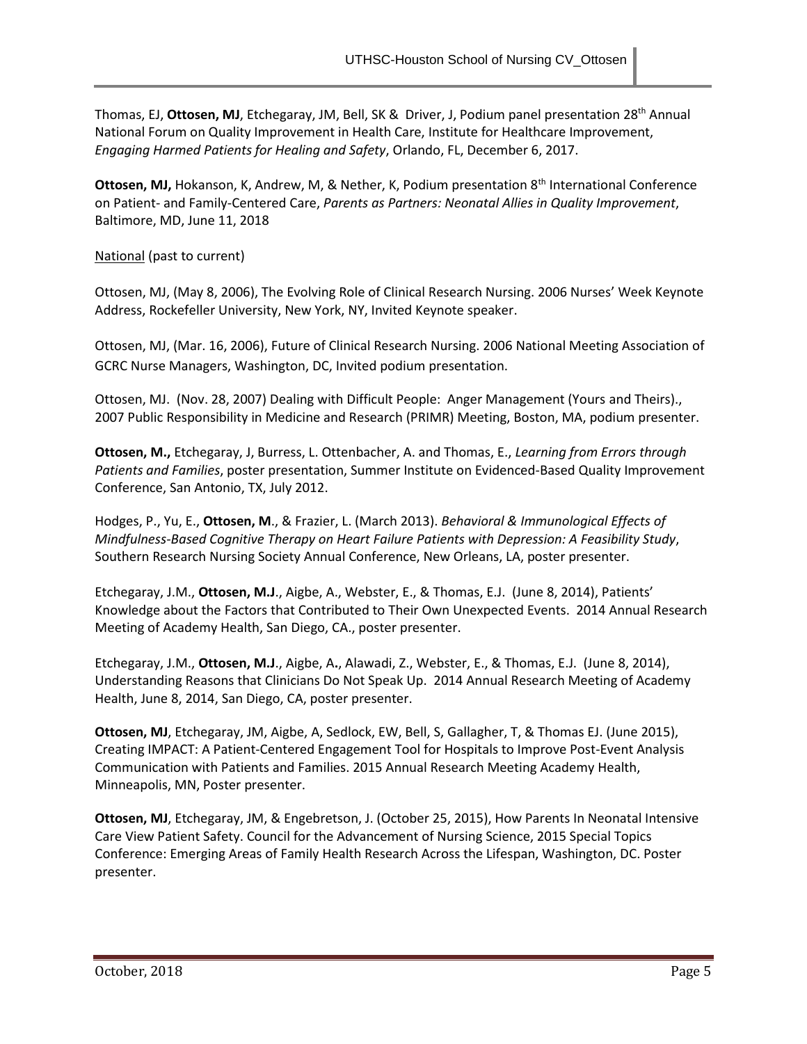Thomas, EJ, **Ottosen, MJ**, Etchegaray, JM, Bell, SK & Driver, J, Podium panel presentation 28th Annual National Forum on Quality Improvement in Health Care, Institute for Healthcare Improvement, *Engaging Harmed Patients for Healing and Safety*, Orlando, FL, December 6, 2017.

**Ottosen, MJ,** Hokanson, K, Andrew, M, & Nether, K, Podium presentation 8th International Conference on Patient- and Family-Centered Care, *Parents as Partners: Neonatal Allies in Quality Improvement*, Baltimore, MD, June 11, 2018

National (past to current)

Ottosen, MJ, (May 8, 2006), The Evolving Role of Clinical Research Nursing. 2006 Nurses' Week Keynote Address, Rockefeller University, New York, NY, Invited Keynote speaker.

Ottosen, MJ, (Mar. 16, 2006), Future of Clinical Research Nursing. 2006 National Meeting Association of GCRC Nurse Managers, Washington, DC, Invited podium presentation.

Ottosen, MJ. (Nov. 28, 2007) Dealing with Difficult People: Anger Management (Yours and Theirs)., 2007 Public Responsibility in Medicine and Research (PRIMR) Meeting, Boston, MA, podium presenter.

**Ottosen, M.,** Etchegaray, J, Burress, L. Ottenbacher, A. and Thomas, E., *Learning from Errors through Patients and Families*, poster presentation, Summer Institute on Evidenced-Based Quality Improvement Conference, San Antonio, TX, July 2012.

Hodges, P., Yu, E., **Ottosen, M**., & Frazier, L. (March 2013). *Behavioral & Immunological Effects of Mindfulness-Based Cognitive Therapy on Heart Failure Patients with Depression: A Feasibility Study*, Southern Research Nursing Society Annual Conference, New Orleans, LA, poster presenter.

Etchegaray, J.M., **Ottosen, M.J**., Aigbe, A., Webster, E., & Thomas, E.J. (June 8, 2014), Patients' Knowledge about the Factors that Contributed to Their Own Unexpected Events. 2014 Annual Research Meeting of Academy Health, San Diego, CA., poster presenter.

Etchegaray, J.M., **Ottosen, M.J**., Aigbe, A**.**, Alawadi, Z., Webster, E., & Thomas, E.J. (June 8, 2014), Understanding Reasons that Clinicians Do Not Speak Up. 2014 Annual Research Meeting of Academy Health, June 8, 2014, San Diego, CA, poster presenter.

**Ottosen, MJ**, Etchegaray, JM, Aigbe, A, Sedlock, EW, Bell, S, Gallagher, T, & Thomas EJ. (June 2015), Creating IMPACT: A Patient-Centered Engagement Tool for Hospitals to Improve Post-Event Analysis Communication with Patients and Families. 2015 Annual Research Meeting Academy Health, Minneapolis, MN, Poster presenter.

**Ottosen, MJ**, Etchegaray, JM, & Engebretson, J. (October 25, 2015), How Parents In Neonatal Intensive Care View Patient Safety. Council for the Advancement of Nursing Science, 2015 Special Topics Conference: Emerging Areas of Family Health Research Across the Lifespan, Washington, DC. Poster presenter.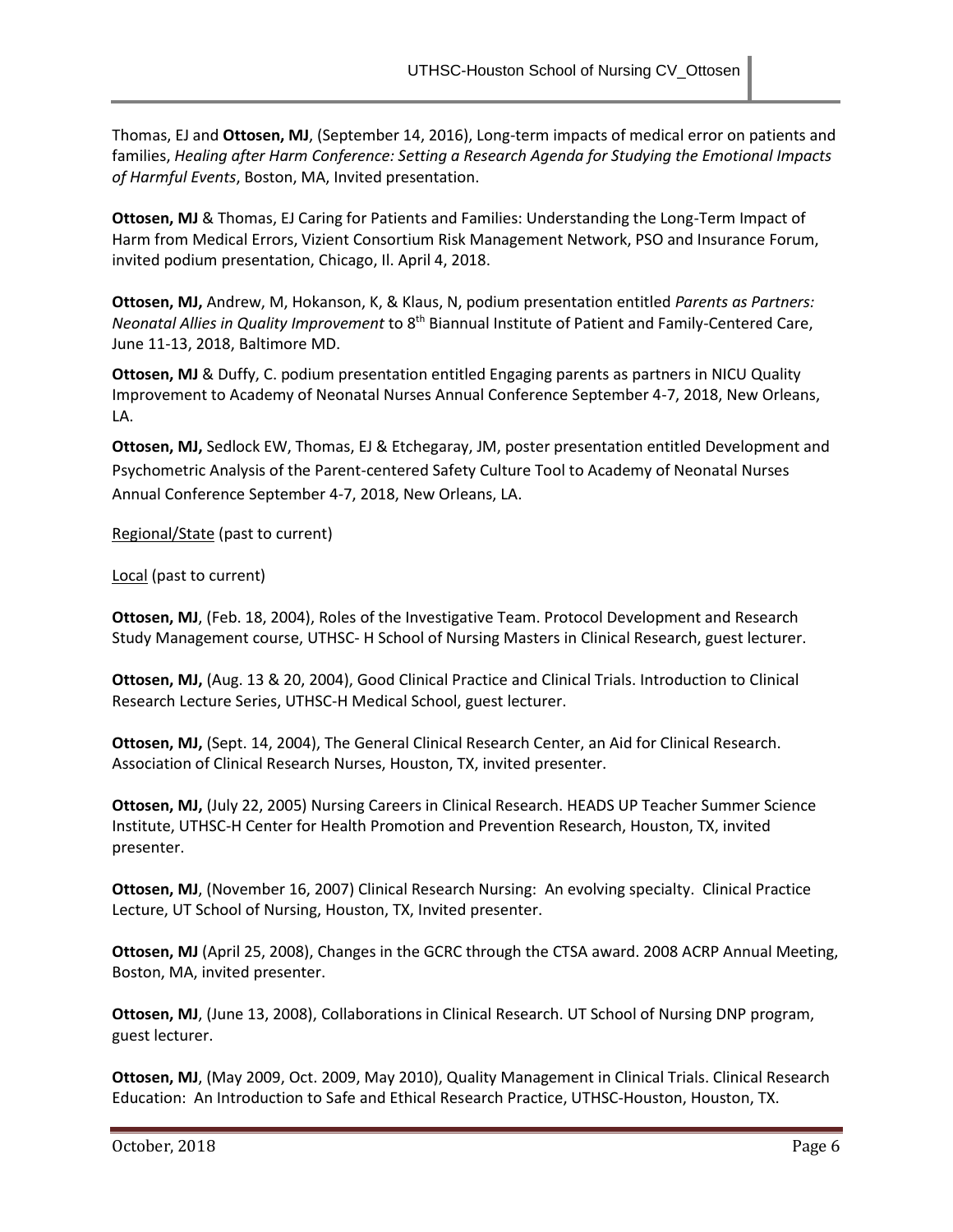Thomas, EJ and **Ottosen, MJ**, (September 14, 2016), Long-term impacts of medical error on patients and families, *Healing after Harm Conference: Setting a Research Agenda for Studying the Emotional Impacts of Harmful Events*, Boston, MA, Invited presentation.

**Ottosen, MJ** & Thomas, EJ Caring for Patients and Families: Understanding the Long-Term Impact of Harm from Medical Errors, Vizient Consortium Risk Management Network, PSO and Insurance Forum, invited podium presentation, Chicago, Il. April 4, 2018.

**Ottosen, MJ,** Andrew, M, Hokanson, K, & Klaus, N, podium presentation entitled *Parents as Partners: Neonatal Allies in Quality Improvement* to 8th Biannual Institute of Patient and Family-Centered Care, June 11-13, 2018, Baltimore MD.

**Ottosen, MJ** & Duffy, C. podium presentation entitled Engaging parents as partners in NICU Quality Improvement to Academy of Neonatal Nurses Annual Conference September 4-7, 2018, New Orleans, LA.

**Ottosen, MJ,** Sedlock EW, Thomas, EJ & Etchegaray, JM, poster presentation entitled Development and Psychometric Analysis of the Parent-centered Safety Culture Tool to Academy of Neonatal Nurses Annual Conference September 4-7, 2018, New Orleans, LA.

Regional/State (past to current)

Local (past to current)

**Ottosen, MJ**, (Feb. 18, 2004), Roles of the Investigative Team. Protocol Development and Research Study Management course, UTHSC- H School of Nursing Masters in Clinical Research, guest lecturer.

**Ottosen, MJ,** (Aug. 13 & 20, 2004), Good Clinical Practice and Clinical Trials. Introduction to Clinical Research Lecture Series, UTHSC-H Medical School, guest lecturer.

**Ottosen, MJ,** (Sept. 14, 2004), The General Clinical Research Center, an Aid for Clinical Research. Association of Clinical Research Nurses, Houston, TX, invited presenter.

**Ottosen, MJ,** (July 22, 2005) Nursing Careers in Clinical Research. HEADS UP Teacher Summer Science Institute, UTHSC-H Center for Health Promotion and Prevention Research, Houston, TX, invited presenter.

**Ottosen, MJ**, (November 16, 2007) Clinical Research Nursing: An evolving specialty. Clinical Practice Lecture, UT School of Nursing, Houston, TX, Invited presenter.

**Ottosen, MJ** (April 25, 2008), Changes in the GCRC through the CTSA award. 2008 ACRP Annual Meeting, Boston, MA, invited presenter.

**Ottosen, MJ**, (June 13, 2008), Collaborations in Clinical Research. UT School of Nursing DNP program, guest lecturer.

**Ottosen, MJ**, (May 2009, Oct. 2009, May 2010), Quality Management in Clinical Trials. Clinical Research Education: An Introduction to Safe and Ethical Research Practice, UTHSC-Houston, Houston, TX.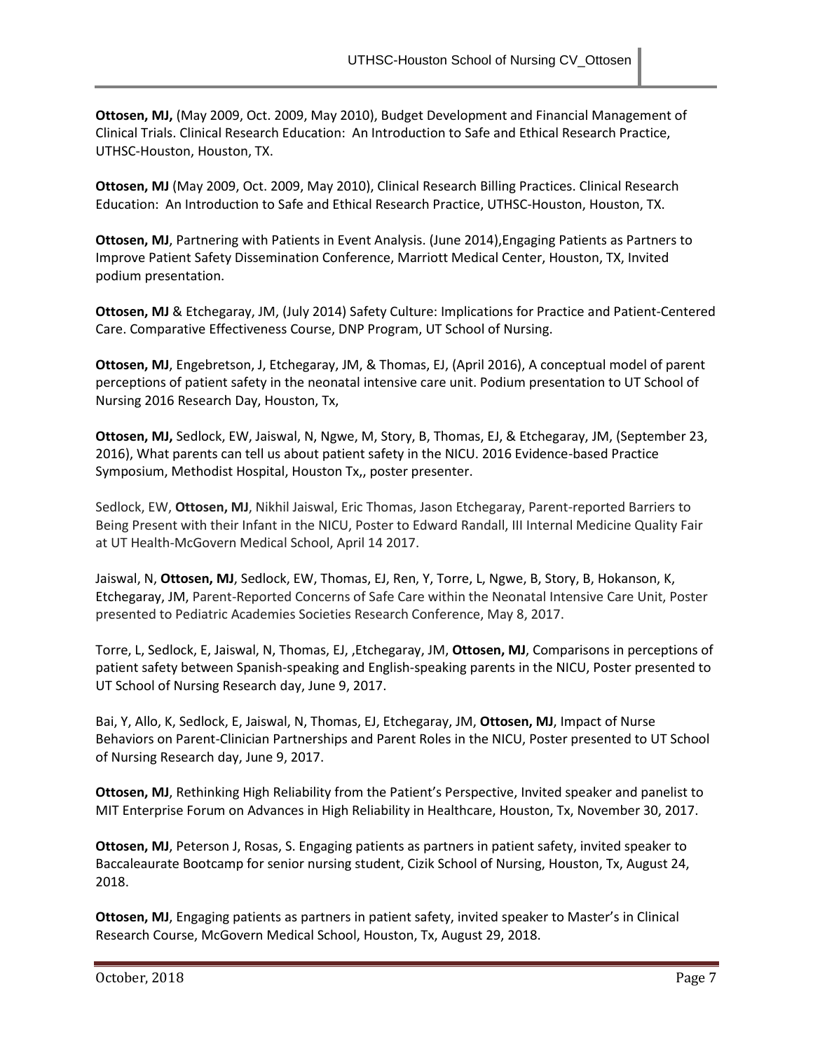**Ottosen, MJ,** (May 2009, Oct. 2009, May 2010), Budget Development and Financial Management of Clinical Trials. Clinical Research Education: An Introduction to Safe and Ethical Research Practice, UTHSC-Houston, Houston, TX.

**Ottosen, MJ** (May 2009, Oct. 2009, May 2010), Clinical Research Billing Practices. Clinical Research Education: An Introduction to Safe and Ethical Research Practice, UTHSC-Houston, Houston, TX.

**Ottosen, MJ**, Partnering with Patients in Event Analysis. (June 2014),Engaging Patients as Partners to Improve Patient Safety Dissemination Conference, Marriott Medical Center, Houston, TX, Invited podium presentation.

**Ottosen, MJ** & Etchegaray, JM, (July 2014) Safety Culture: Implications for Practice and Patient-Centered Care. Comparative Effectiveness Course, DNP Program, UT School of Nursing.

**Ottosen, MJ**, Engebretson, J, Etchegaray, JM, & Thomas, EJ, (April 2016), A conceptual model of parent perceptions of patient safety in the neonatal intensive care unit. Podium presentation to UT School of Nursing 2016 Research Day, Houston, Tx,

**Ottosen, MJ,** Sedlock, EW, Jaiswal, N, Ngwe, M, Story, B, Thomas, EJ, & Etchegaray, JM, (September 23, 2016), What parents can tell us about patient safety in the NICU. 2016 Evidence-based Practice Symposium, Methodist Hospital, Houston Tx,, poster presenter.

Sedlock, EW, **Ottosen, MJ**, Nikhil Jaiswal, Eric Thomas, Jason Etchegaray, Parent-reported Barriers to Being Present with their Infant in the NICU, Poster to Edward Randall, III Internal Medicine Quality Fair at UT Health-McGovern Medical School, April 14 2017.

Jaiswal, N, **Ottosen, MJ**, Sedlock, EW, Thomas, EJ, Ren, Y, Torre, L, Ngwe, B, Story, B, Hokanson, K, Etchegaray, JM, Parent-Reported Concerns of Safe Care within the Neonatal Intensive Care Unit, Poster presented to Pediatric Academies Societies Research Conference, May 8, 2017.

Torre, L, Sedlock, E, Jaiswal, N, Thomas, EJ, ,Etchegaray, JM, **Ottosen, MJ**, Comparisons in perceptions of patient safety between Spanish-speaking and English-speaking parents in the NICU, Poster presented to UT School of Nursing Research day, June 9, 2017.

Bai, Y, Allo, K, Sedlock, E, Jaiswal, N, Thomas, EJ, Etchegaray, JM, **Ottosen, MJ**, Impact of Nurse Behaviors on Parent-Clinician Partnerships and Parent Roles in the NICU, Poster presented to UT School of Nursing Research day, June 9, 2017.

**Ottosen, MJ**, Rethinking High Reliability from the Patient's Perspective, Invited speaker and panelist to MIT Enterprise Forum on Advances in High Reliability in Healthcare, Houston, Tx, November 30, 2017.

**Ottosen, MJ**, Peterson J, Rosas, S. Engaging patients as partners in patient safety, invited speaker to Baccaleaurate Bootcamp for senior nursing student, Cizik School of Nursing, Houston, Tx, August 24, 2018.

**Ottosen, MJ**, Engaging patients as partners in patient safety, invited speaker to Master's in Clinical Research Course, McGovern Medical School, Houston, Tx, August 29, 2018.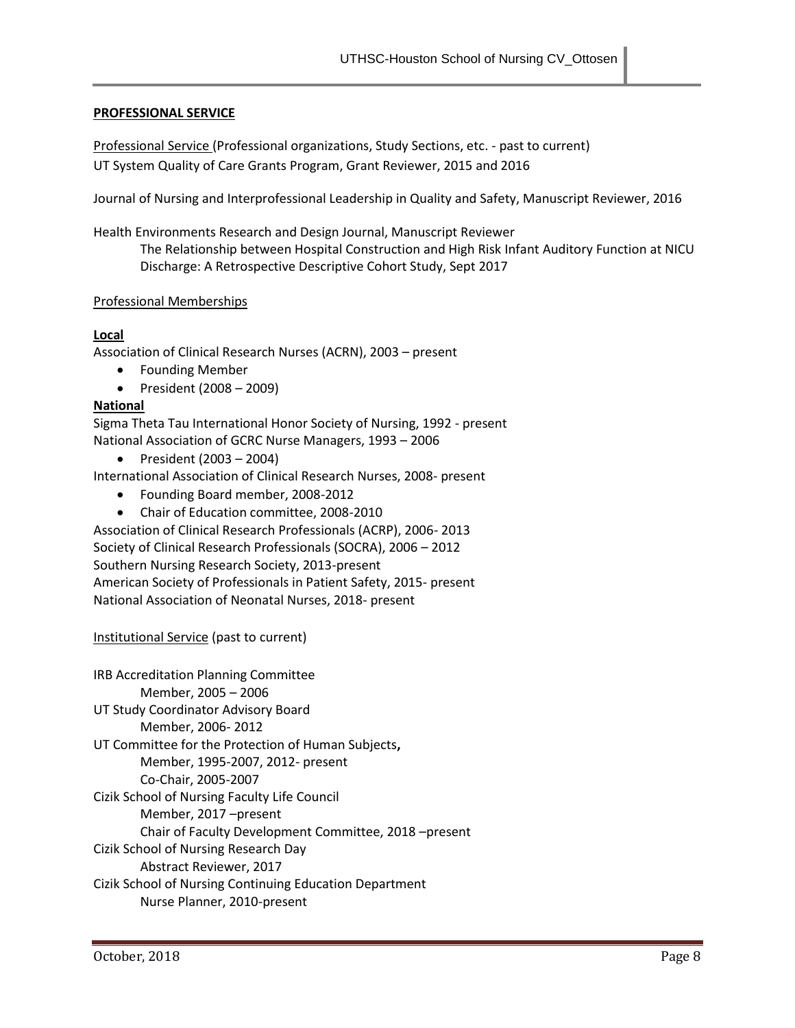## PROFESSIONAL SERVICE

Professional Service (Professional organizations, Study Sections, etc. - past to current)

UT System Quality of Care Grants Program, Grant Reviewer, 2015 and 2016

Journal of Nursing and Interprofessional Leadership in Quality and Safety, Manuscript Reviewer, 2016

Health Environments Research and Design Journal, Manuscript Reviewer

> The Relationship between Hospital Construction and High Risk Infant Auditory Function at NICU Discharge: A Retrospective Descriptive Cohort Study, Sept 2017

Professional Memberships

**Local**

Association of Clinical Research Nurses (ACRN), 2003 – present

- Founding Member
- President (2008 – 2009)

**National**

Sigma Theta Tau International Honor Society of Nursing, 1992 - present

National Association of GCRC Nurse Managers, 1993 – 2006

- President (2003 – 2004)

International Association of Clinical Research Nurses, 2008- present

- Founding Board member, 2008-2012
- Chair of Education committee, 2008-2010

Association of Clinical Research Professionals (ACRP), 2006- 2013

Society of Clinical Research Professionals (SOCRA), 2006 – 2012

Southern Nursing Research Society, 2013-present

American Society of Professionals in Patient Safety, 2015- present

National Association of Neonatal Nurses, 2018- present

Institutional Service (past to current)

IRB Accreditation Planning Committee
- Member, 2005 – 2006

UT Study Coordinator Advisory Board
- Member, 2006- 2012

UT Committee for the Protection of Human Subjects**,**
- Member, 1995-2007, 2012- present
- Co-Chair, 2005-2007

Cizik School of Nursing Faculty Life Council
- Member, 2017 –present
- Chair of Faculty Development Committee, 2018 –present

Cizik School of Nursing Research Day
- Abstract Reviewer, 2017

Cizik School of Nursing Continuing Education Department
- Nurse Planner, 2010-present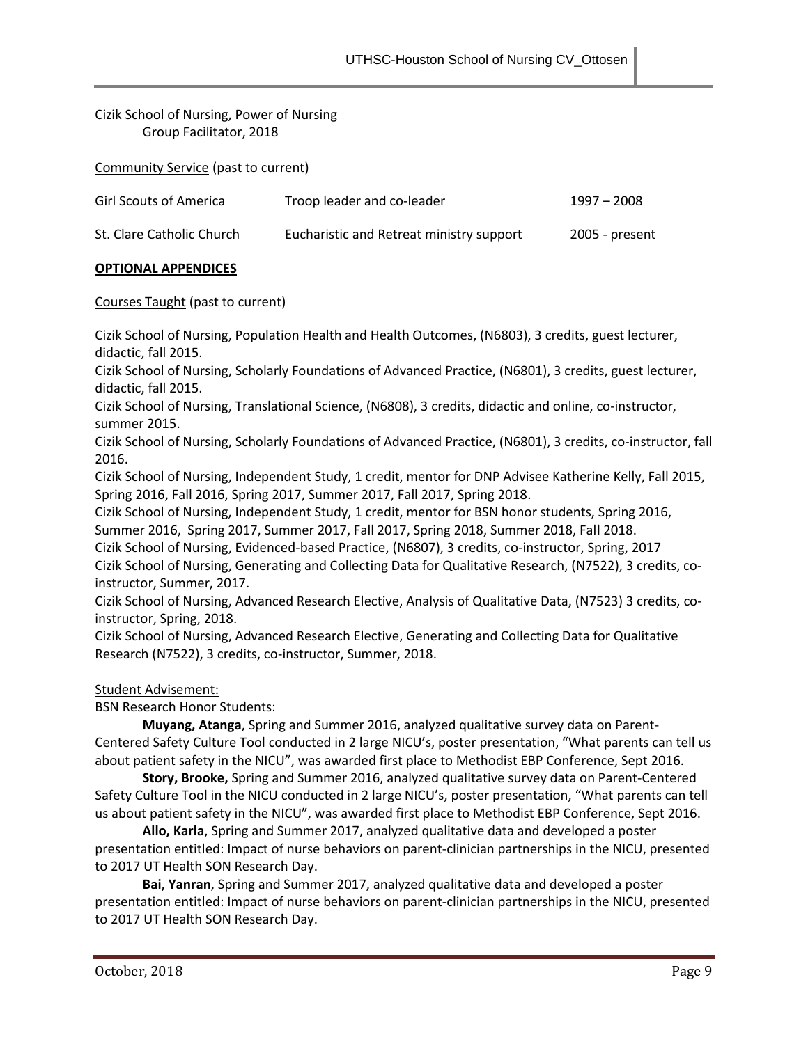Cizik School of Nursing, Power of Nursing
Group Facilitator, 2018

<u>Community Service</u> (past to current)

| | | |
|---|---|---|
| Girl Scouts of America | Troop leader and co-leader | 1997 – 2008 |
| St. Clare Catholic Church | Eucharistic and Retreat ministry support | 2005 - present |

**<u>OPTIONAL APPENDICES</u>**

<u>Courses Taught</u> (past to current)

Cizik School of Nursing, Population Health and Health Outcomes, (N6803), 3 credits, guest lecturer, didactic, fall 2015.
Cizik School of Nursing, Scholarly Foundations of Advanced Practice, (N6801), 3 credits, guest lecturer, didactic, fall 2015.
Cizik School of Nursing, Translational Science, (N6808), 3 credits, didactic and online, co-instructor, summer 2015.
Cizik School of Nursing, Scholarly Foundations of Advanced Practice, (N6801), 3 credits, co-instructor, fall 2016.
Cizik School of Nursing, Independent Study, 1 credit, mentor for DNP Advisee Katherine Kelly, Fall 2015, Spring 2016, Fall 2016, Spring 2017, Summer 2017, Fall 2017, Spring 2018.
Cizik School of Nursing, Independent Study, 1 credit, mentor for BSN honor students, Spring 2016, Summer 2016, Spring 2017, Summer 2017, Fall 2017, Spring 2018, Summer 2018, Fall 2018.
Cizik School of Nursing, Evidenced-based Practice, (N6807), 3 credits, co-instructor, Spring, 2017
Cizik School of Nursing, Generating and Collecting Data for Qualitative Research, (N7522), 3 credits, co-instructor, Summer, 2017.
Cizik School of Nursing, Advanced Research Elective, Analysis of Qualitative Data, (N7523) 3 credits, co-instructor, Spring, 2018.
Cizik School of Nursing, Advanced Research Elective, Generating and Collecting Data for Qualitative Research (N7522), 3 credits, co-instructor, Summer, 2018.

<u>Student Advisement:</u>
BSN Research Honor Students:

**Muyang, Atanga**, Spring and Summer 2016, analyzed qualitative survey data on Parent-Centered Safety Culture Tool conducted in 2 large NICU's, poster presentation, "What parents can tell us about patient safety in the NICU", was awarded first place to Methodist EBP Conference, Sept 2016.

**Story, Brooke,** Spring and Summer 2016, analyzed qualitative survey data on Parent-Centered Safety Culture Tool in the NICU conducted in 2 large NICU's, poster presentation, "What parents can tell us about patient safety in the NICU", was awarded first place to Methodist EBP Conference, Sept 2016.

**Allo, Karla**, Spring and Summer 2017, analyzed qualitative data and developed a poster presentation entitled: Impact of nurse behaviors on parent-clinician partnerships in the NICU, presented to 2017 UT Health SON Research Day.

**Bai, Yanran**, Spring and Summer 2017, analyzed qualitative data and developed a poster presentation entitled: Impact of nurse behaviors on parent-clinician partnerships in the NICU, presented to 2017 UT Health SON Research Day.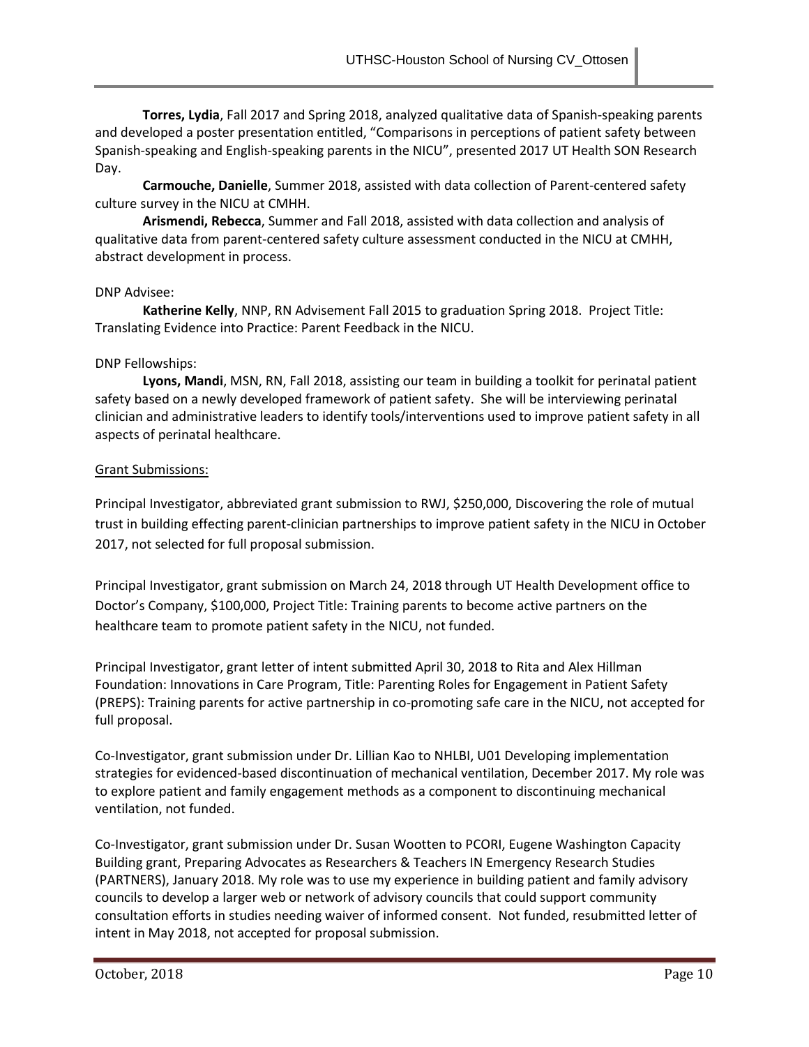**Torres, Lydia**, Fall 2017 and Spring 2018, analyzed qualitative data of Spanish-speaking parents and developed a poster presentation entitled, "Comparisons in perceptions of patient safety between Spanish-speaking and English-speaking parents in the NICU", presented 2017 UT Health SON Research Day.

**Carmouche, Danielle**, Summer 2018, assisted with data collection of Parent-centered safety culture survey in the NICU at CMHH.

**Arismendi, Rebecca**, Summer and Fall 2018, assisted with data collection and analysis of qualitative data from parent-centered safety culture assessment conducted in the NICU at CMHH, abstract development in process.

DNP Advisee:

**Katherine Kelly**, NNP, RN Advisement Fall 2015 to graduation Spring 2018. Project Title: Translating Evidence into Practice: Parent Feedback in the NICU.

DNP Fellowships:

**Lyons, Mandi**, MSN, RN, Fall 2018, assisting our team in building a toolkit for perinatal patient safety based on a newly developed framework of patient safety. She will be interviewing perinatal clinician and administrative leaders to identify tools/interventions used to improve patient safety in all aspects of perinatal healthcare.

<u>Grant Submissions:</u>

Principal Investigator, abbreviated grant submission to RWJ, $250,000, Discovering the role of mutual trust in building effecting parent-clinician partnerships to improve patient safety in the NICU in October 2017, not selected for full proposal submission.

Principal Investigator, grant submission on March 24, 2018 through UT Health Development office to Doctor's Company, $100,000, Project Title: Training parents to become active partners on the healthcare team to promote patient safety in the NICU, not funded.

Principal Investigator, grant letter of intent submitted April 30, 2018 to Rita and Alex Hillman Foundation: Innovations in Care Program, Title: Parenting Roles for Engagement in Patient Safety (PREPS): Training parents for active partnership in co-promoting safe care in the NICU, not accepted for full proposal.

Co-Investigator, grant submission under Dr. Lillian Kao to NHLBI, U01 Developing implementation strategies for evidenced-based discontinuation of mechanical ventilation, December 2017. My role was to explore patient and family engagement methods as a component to discontinuing mechanical ventilation, not funded.

Co-Investigator, grant submission under Dr. Susan Wootten to PCORI, Eugene Washington Capacity Building grant, Preparing Advocates as Researchers & Teachers IN Emergency Research Studies (PARTNERS), January 2018. My role was to use my experience in building patient and family advisory councils to develop a larger web or network of advisory councils that could support community consultation efforts in studies needing waiver of informed consent. Not funded, resubmitted letter of intent in May 2018, not accepted for proposal submission.